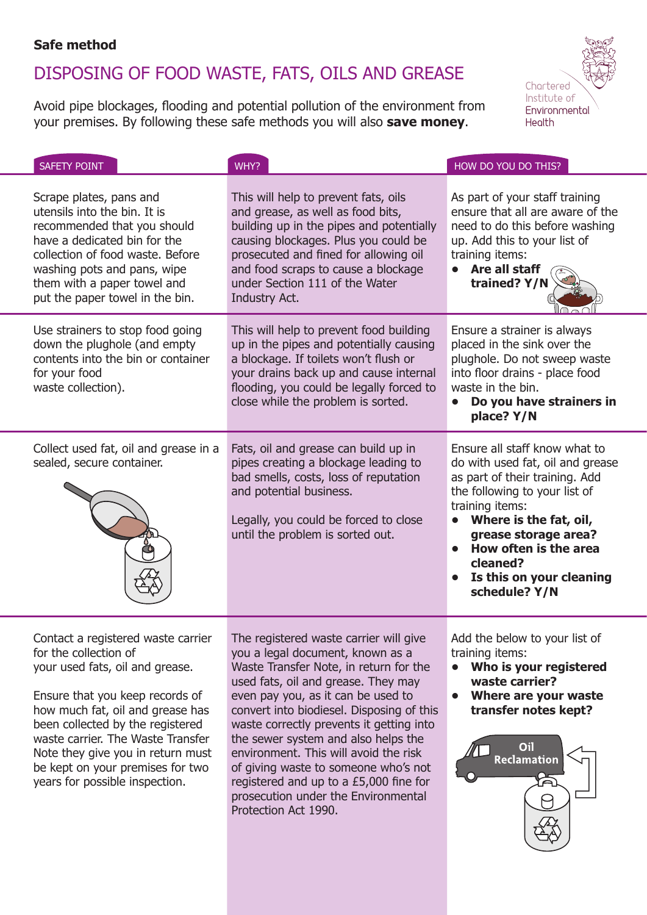**Safe method**

# DISPOSING OF FOOD WASTE, FATS, OILS AND GREASE

Chartered Institute of Environmental Health

Avoid pipe blockages, flooding and potential pollution of the environment from your premises. By following these safe methods you will also **save money**.

| SAFETY POINT | WHY? | HOW DO YOU DO THIS? |
|---|---|---|
| Scrape plates, pans and utensils into the bin. It is recommended that you should have a dedicated bin for the collection of food waste. Before washing pots and pans, wipe them with a paper towel and put the paper towel in the bin. | This will help to prevent fats, oils and grease, as well as food bits, building up in the pipes and potentially causing blockages. Plus you could be prosecuted and fined for allowing oil and food scraps to cause a blockage under Section 111 of the Water Industry Act. | As part of your staff training ensure that all are aware of the need to do this before washing up. Add this to your list of training items: <br>• **Are all staff trained? Y/N** |
| Use strainers to stop food going down the plughole (and empty contents into the bin or container for your food waste collection). | This will help to prevent food building up in the pipes and potentially causing a blockage. If toilets won't flush or your drains back up and cause internal flooding, you could be legally forced to close while the problem is sorted. | Ensure a strainer is always placed in the sink over the plughole. Do not sweep waste into floor drains - place food waste in the bin. <br>• **Do you have strainers in place? Y/N** |
| Collect used fat, oil and grease in a sealed, secure container. | Fats, oil and grease can build up in pipes creating a blockage leading to bad smells, costs, loss of reputation and potential business. <br><br>Legally, you could be forced to close until the problem is sorted out. | Ensure all staff know what to do with used fat, oil and grease as part of their training. Add the following to your list of training items: <br>• **Where is the fat, oil, grease storage area?** <br>• **How often is the area cleaned?** <br>• **Is this on your cleaning schedule? Y/N** |
| Contact a registered waste carrier for the collection of your used fats, oil and grease. <br><br>Ensure that you keep records of how much fat, oil and grease has been collected by the registered waste carrier. The Waste Transfer Note they give you in return must be kept on your premises for two years for possible inspection. | The registered waste carrier will give you a legal document, known as a Waste Transfer Note, in return for the used fats, oil and grease. They may even pay you, as it can be used to convert into biodiesel. Disposing of this waste correctly prevents it getting into the sewer system and also helps the environment. This will avoid the risk of giving waste to someone who's not registered and up to a £5,000 fine for prosecution under the Environmental Protection Act 1990. | Add the below to your list of training items: <br>• **Who is your registered waste carrier?** <br>• **Where are your waste transfer notes kept?** <br><br>Oil Reclamation |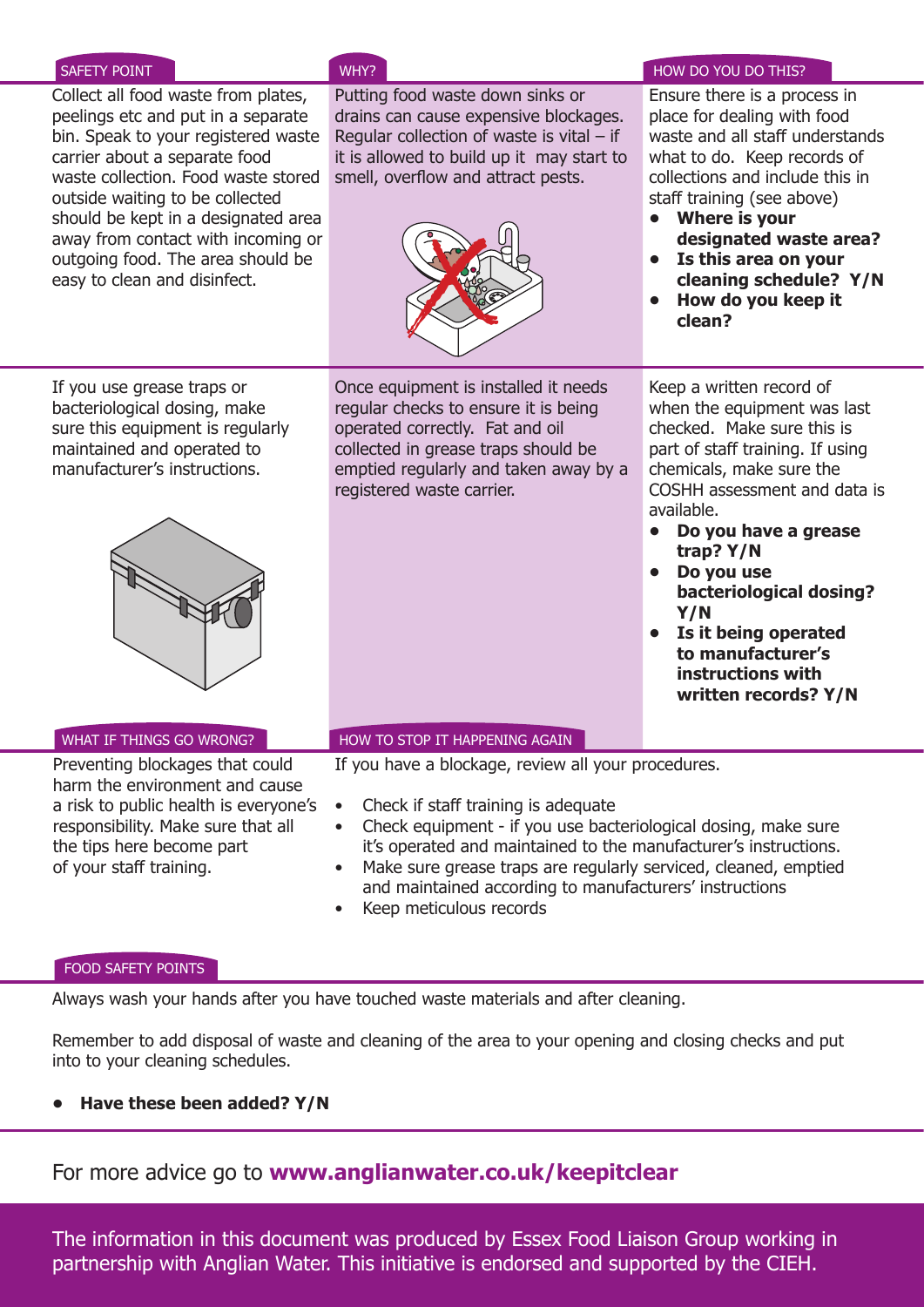| SAFETY POINT | WHY? | HOW DO YOU DO THIS? |
| --- | --- | --- |
| Collect all food waste from plates, peelings etc and put in a separate bin. Speak to your registered waste carrier about a separate food waste collection. Food waste stored outside waiting to be collected should be kept in a designated area away from contact with incoming or outgoing food. The area should be easy to clean and disinfect. | Putting food waste down sinks or drains can cause expensive blockages. Regular collection of waste is vital – if it is allowed to build up it may start to smell, overflow and attract pests. | Ensure there is a process in place for dealing with food waste and all staff understands what to do. Keep records of collections and include this in staff training (see above)<br>• **Where is your designated waste area?**<br>• **Is this area on your cleaning schedule? Y/N**<br>• **How do you keep it clean?** |
| If you use grease traps or bacteriological dosing, make sure this equipment is regularly maintained and operated to manufacturer's instructions. | Once equipment is installed it needs regular checks to ensure it is being operated correctly. Fat and oil collected in grease traps should be emptied regularly and taken away by a registered waste carrier. | Keep a written record of when the equipment was last checked. Make sure this is part of staff training. If using chemicals, make sure the COSHH assessment and data is available.<br>• **Do you have a grease trap? Y/N**<br>• **Do you use bacteriological dosing? Y/N**<br>• **Is it being operated to manufacturer's instructions with written records? Y/N** |

## WHAT IF THINGS GO WRONG?

Preventing blockages that could harm the environment and cause a risk to public health is everyone's responsibility. Make sure that all the tips here become part of your staff training.

## HOW TO STOP IT HAPPENING AGAIN

If you have a blockage, review all your procedures.

- Check if staff training is adequate
- Check equipment - if you use bacteriological dosing, make sure it's operated and maintained to the manufacturer's instructions.
- Make sure grease traps are regularly serviced, cleaned, emptied and maintained according to manufacturers' instructions
- Keep meticulous records

## FOOD SAFETY POINTS

Always wash your hands after you have touched waste materials and after cleaning.

Remember to add disposal of waste and cleaning of the area to your opening and closing checks and put into to your cleaning schedules.

- **Have these been added? Y/N**

For more advice go to **www.anglianwater.co.uk/keepitclear**

The information in this document was produced by Essex Food Liaison Group working in partnership with Anglian Water. This initiative is endorsed and supported by the CIEH.